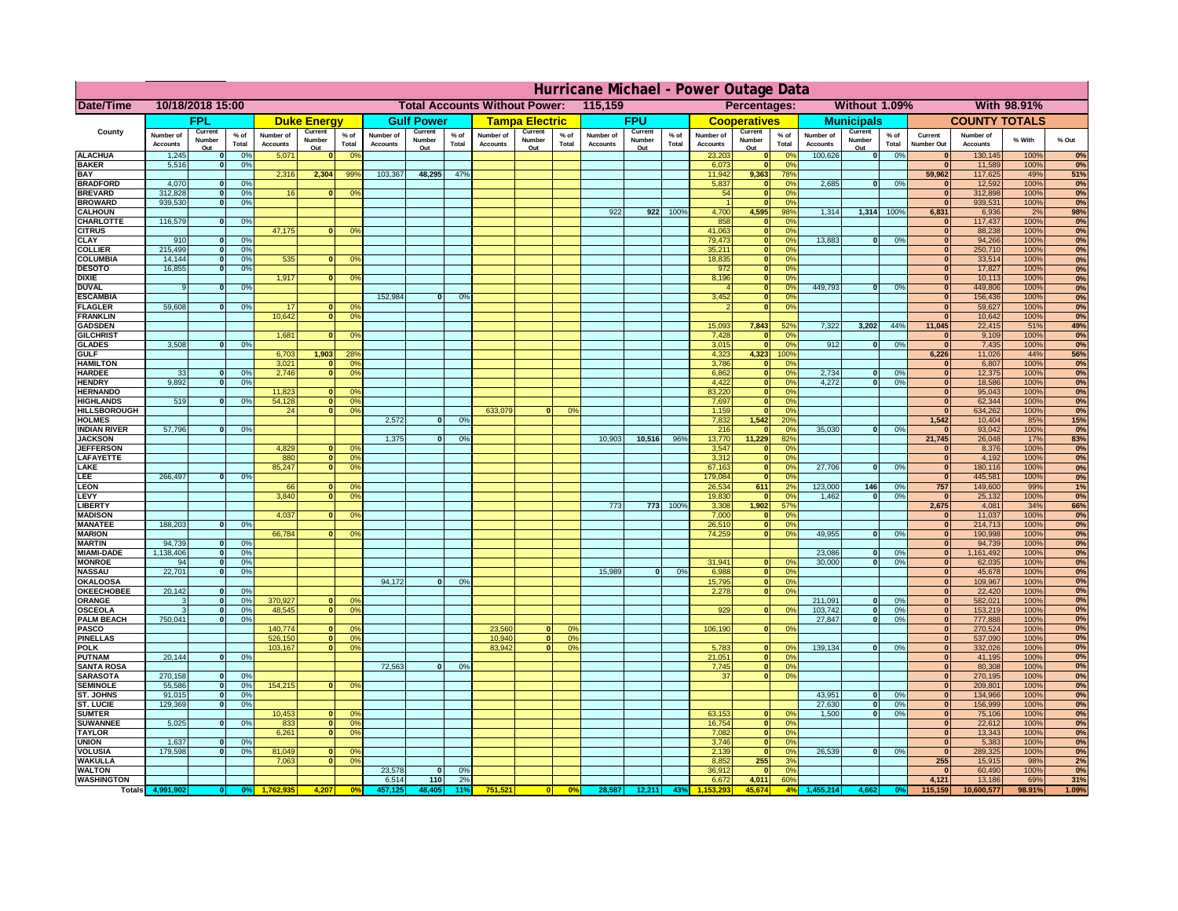# Hurricane Michael - Power Outage Data

| Date/Time | 10/18/2018 15:00 | Total Accounts Without Power: | 115,159 | Percentages: | Without 1.09% | With 98.91% |
|---|---|---|---|---|---|---|

| County | FPL | | | Duke Energy | | | Gulf Power | | | Tampa Electric | | | FPU | | | Cooperatives | | | Municipals | | | COUNTY TOTALS | | | |
|---|---|---|---|---|---|---|---|---|---|---|---|---|---|---|---|---|---|---|---|---|---|---|---|---|---|
| | Number of Accounts | Current Number Out | % of Total | Number of Accounts | Current Number Out | % of Total | Number of Accounts | Current Number Out | % of Total | Number of Accounts | Current Number Out | % of Total | Number of Accounts | Current Number Out | % of Total | Number of Accounts | Current Number Out | % of Total | Number of Accounts | Current Number Out | % of Total | Current Number Out | Number of Accounts | % With | % Out |
| ALACHUA | 1,245 | 0 | 0% | 5,071 | 0 | 0% | | | | | | | | | | 23,203 | 0 | 0% | 100,626 | 0 | 0% | 0 | 130,145 | 100% | 0% |
| BAKER | 5,516 | 0 | 0% | | | | | | | | | | | | | 6,073 | 0 | 0% | | | | 0 | 11,589 | 100% | 0% |
| BAY | | | | 2,316 | 2,304 | 99% | 103,367 | 48,295 | 47% | | | | | | | 11,942 | 9,363 | 78% | | | | 59,962 | 117,625 | 49% | 51% |
| BRADFORD | 4,070 | 0 | 0% | | | | | | | | | | | | | 5,837 | 0 | 0% | 2,685 | 0 | 0% | 0 | 12,592 | 100% | 0% |
| BREVARD | 312,828 | 0 | 0% | 16 | 0 | 0% | | | | | | | | | | 54 | 0 | 0% | | | | 0 | 312,898 | 100% | 0% |
| BROWARD | 939,530 | 0 | 0% | | | | | | | | | | | | | 1 | 0 | 0% | | | | 0 | 939,531 | 100% | 0% |
| CALHOUN | | | | | | | | | | | | | 922 | 922 | 100% | 4,700 | 4,595 | 98% | 1,314 | 1,314 | 100% | 6,831 | 6,936 | 2% | 98% |
| CHARLOTTE | 116,579 | 0 | 0% | | | | | | | | | | | | | 858 | 0 | 0% | | | | 0 | 117,437 | 100% | 0% |
| CITRUS | | | | 47,175 | 0 | 0% | | | | | | | | | | 41,063 | 0 | 0% | | | | 0 | 88,238 | 100% | 0% |
| CLAY | 910 | 0 | 0% | | | | | | | | | | | | | 79,473 | 0 | 0% | 13,883 | 0 | 0% | 0 | 94,266 | 100% | 0% |
| COLLIER | 215,499 | 0 | 0% | | | | | | | | | | | | | 35,211 | 0 | 0% | | | | 0 | 250,710 | 100% | 0% |
| COLUMBIA | 14,144 | 0 | 0% | 535 | 0 | 0% | | | | | | | | | | 18,835 | 0 | 0% | | | | 0 | 33,514 | 100% | 0% |
| DESOTO | 16,855 | 0 | 0% | | | | | | | | | | | | | 972 | 0 | 0% | | | | 0 | 17,827 | 100% | 0% |
| DIXIE | | | | 1,917 | 0 | 0% | | | | | | | | | | 8,196 | 0 | 0% | | | | 0 | 10,113 | 100% | 0% |
| DUVAL | 9 | 0 | 0% | | | | | | | | | | | | | 4 | 0 | 0% | 449,793 | 0 | 0% | 0 | 449,806 | 100% | 0% |
| ESCAMBIA | | | | | | | 152,984 | 0 | 0% | | | | | | | 3,452 | 0 | 0% | | | | 0 | 156,436 | 100% | 0% |
| FLAGLER | 59,608 | 0 | 0% | 17 | 0 | 0% | | | | | | | | | | 2 | 0 | 0% | | | | 0 | 59,627 | 100% | 0% |
| FRANKLIN | | | | 10,642 | 0 | 0% | | | | | | | | | | | | | | | | 0 | 10,642 | 100% | 0% |
| GADSDEN | | | | | | | | | | | | | | | | 15,093 | 7,843 | 52% | 7,322 | 3,202 | 44% | 11,045 | 22,415 | 51% | 49% |
| GILCHRIST | | | | 1,681 | 0 | 0% | | | | | | | | | | 7,428 | 0 | 0% | | | | 0 | 9,109 | 100% | 0% |
| GLADES | 3,508 | 0 | 0% | | | | | | | | | | | | | 3,015 | 0 | 0% | 912 | 0 | 0% | 0 | 7,435 | 100% | 0% |
| GULF | | | | 6,703 | 1,903 | 28% | | | | | | | | | | 4,323 | 4,323 | 100% | | | | 6,226 | 11,026 | 44% | 56% |
| HAMILTON | | | | 3,021 | 0 | 0% | | | | | | | | | | 3,786 | 0 | 0% | | | | 0 | 6,807 | 100% | 0% |
| HARDEE | 33 | 0 | 0% | 2,746 | 0 | 0% | | | | | | | | | | 6,862 | 0 | 0% | 2,734 | 0 | 0% | 0 | 12,375 | 100% | 0% |
| HENDRY | 9,892 | 0 | 0% | | | | | | | | | | | | | 4,422 | 0 | 0% | 4,272 | 0 | 0% | 0 | 18,586 | 100% | 0% |
| HERNANDO | | | | 11,823 | 0 | 0% | | | | | | | | | | 83,220 | 0 | 0% | | | | 0 | 95,043 | 100% | 0% |
| HIGHLANDS | 519 | 0 | 0% | 54,128 | 0 | 0% | | | | | | | | | | 7,697 | 0 | 0% | | | | 0 | 62,344 | 100% | 0% |
| HILLSBOROUGH | | | | 24 | 0 | 0% | | | | 633,079 | 0 | 0% | | | | 1,159 | 0 | 0% | | | | 0 | 634,262 | 100% | 0% |
| HOLMES | | | | | | | 2,572 | 0 | 0% | | | | | | | 7,832 | 1,542 | 20% | | | | 1,542 | 10,404 | 85% | 15% |
| INDIAN RIVER | 57,796 | 0 | 0% | | | | | | | | | | | | | 216 | 0 | 0% | 35,030 | 0 | 0% | 0 | 93,042 | 100% | 0% |
| JACKSON | | | | | | | 1,375 | 0 | 0% | | | | 10,903 | 10,516 | 96% | 13,770 | 11,229 | 82% | | | | 21,745 | 26,048 | 17% | 83% |
| JEFFERSON | | | | 4,829 | 0 | 0% | | | | | | | | | | 3,547 | 0 | 0% | | | | 0 | 8,376 | 100% | 0% |
| LAFAYETTE | | | | 880 | 0 | 0% | | | | | | | | | | 3,312 | 0 | 0% | | | | 0 | 4,192 | 100% | 0% |
| LAKE | | | | 85,247 | 0 | 0% | | | | | | | | | | 67,163 | 0 | 0% | 27,706 | 0 | 0% | 0 | 180,116 | 100% | 0% |
| LEE | 266,497 | 0 | 0% | | | | | | | | | | | | | 179,084 | 0 | 0% | | | | 0 | 445,581 | 100% | 0% |
| LEON | | | | 66 | 0 | 0% | | | | | | | | | | 26,534 | 611 | 2% | 123,000 | 146 | 0% | 757 | 149,600 | 99% | 1% |
| LEVY | | | | 3,840 | 0 | 0% | | | | | | | | | | 19,830 | 0 | 0% | 1,462 | 0 | 0% | 0 | 25,132 | 100% | 0% |
| LIBERTY | | | | | | | | | | | | | 773 | 773 | 100% | 3,308 | 1,902 | 57% | | | | 2,675 | 4,081 | 34% | 66% |
| MADISON | | | | 4,037 | 0 | 0% | | | | | | | | | | 7,000 | 0 | 0% | | | | 0 | 11,037 | 100% | 0% |
| MANATEE | 188,203 | 0 | 0% | | | | | | | | | | | | | 26,510 | 0 | 0% | | | | 0 | 214,713 | 100% | 0% |
| MARION | | | | 66,784 | 0 | 0% | | | | | | | | | | 74,259 | 0 | 0% | 49,955 | 0 | 0% | 0 | 190,998 | 100% | 0% |
| MARTIN | 94,739 | 0 | 0% | | | | | | | | | | | | | | | | | | | 0 | 94,739 | 100% | 0% |
| MIAMI-DADE | 1,138,406 | 0 | 0% | | | | | | | | | | | | | | | | 23,086 | 0 | 0% | 0 | 1,161,492 | 100% | 0% |
| MONROE | 94 | 0 | 0% | | | | | | | | | | | | | 31,941 | 0 | 0% | 30,000 | 0 | 0% | 0 | 62,035 | 100% | 0% |
| NASSAU | 22,701 | 0 | 0% | | | | | | | | | | 15,989 | 0 | 0% | 6,988 | 0 | 0% | | | | 0 | 45,678 | 100% | 0% |
| OKALOOSA | | | | | | | 94,172 | 0 | 0% | | | | | | | 15,795 | 0 | 0% | | | | 0 | 109,967 | 100% | 0% |
| OKEECHOBEE | 20,142 | 0 | 0% | | | | | | | | | | | | | 2,278 | 0 | 0% | | | | 0 | 22,420 | 100% | 0% |
| ORANGE | 3 | 0 | 0% | 370,927 | 0 | 0% | | | | | | | | | | | | | 211,091 | 0 | 0% | 0 | 582,021 | 100% | 0% |
| OSCEOLA | 3 | 0 | 0% | 48,545 | 0 | 0% | | | | | | | | | | 929 | 0 | 0% | 103,742 | 0 | 0% | 0 | 153,219 | 100% | 0% |
| PALM BEACH | 750,041 | 0 | 0% | | | | | | | | | | | | | | | | 27,847 | 0 | 0% | 0 | 777,888 | 100% | 0% |
| PASCO | | | | 140,774 | 0 | 0% | | | | 23,560 | 0 | 0% | | | | 106,190 | 0 | 0% | | | | 0 | 270,524 | 100% | 0% |
| PINELLAS | | | | 526,150 | 0 | 0% | | | | 10,940 | 0 | 0% | | | | | | | | | | 0 | 537,090 | 100% | 0% |
| POLK | | | | 103,167 | 0 | 0% | | | | 83,942 | 0 | 0% | | | | 5,783 | 0 | 0% | 139,134 | 0 | 0% | 0 | 332,026 | 100% | 0% |
| PUTNAM | 20,144 | 0 | 0% | | | | | | | | | | | | | 21,051 | 0 | 0% | | | | 0 | 41,195 | 100% | 0% |
| SANTA ROSA | | | | | | | 72,563 | 0 | 0% | | | | | | | 7,745 | 0 | 0% | | | | 0 | 80,308 | 100% | 0% |
| SARASOTA | 270,158 | 0 | 0% | | | | | | | | | | | | | 37 | 0 | 0% | | | | 0 | 270,195 | 100% | 0% |
| SEMINOLE | 55,586 | 0 | 0% | 154,215 | 0 | 0% | | | | | | | | | | | | | | | | 0 | 209,801 | 100% | 0% |
| ST. JOHNS | 91,015 | 0 | 0% | | | | | | | | | | | | | | | | 43,951 | 0 | 0% | 0 | 134,966 | 100% | 0% |
| ST. LUCIE | 129,369 | 0 | 0% | | | | | | | | | | | | | | | | 27,630 | 0 | 0% | 0 | 156,999 | 100% | 0% |
| SUMTER | | | | 10,453 | 0 | 0% | | | | | | | | | | 63,153 | 0 | 0% | 1,500 | 0 | 0% | 0 | 75,106 | 100% | 0% |
| SUWANNEE | 5,025 | 0 | 0% | 833 | 0 | 0% | | | | | | | | | | 16,754 | 0 | 0% | | | | 0 | 22,612 | 100% | 0% |
| TAYLOR | | | | 6,261 | 0 | 0% | | | | | | | | | | 7,082 | 0 | 0% | | | | 0 | 13,343 | 100% | 0% |
| UNION | 1,637 | 0 | 0% | | | | | | | | | | | | | 3,746 | 0 | 0% | | | | 0 | 5,383 | 100% | 0% |
| VOLUSIA | 179,598 | 0 | 0% | 81,049 | 0 | 0% | | | | | | | | | | 2,139 | 0 | 0% | 26,539 | 0 | 0% | 0 | 289,325 | 100% | 0% |
| WAKULLA | | | | 7,063 | 0 | 0% | | | | | | | | | | 8,852 | 255 | 3% | | | | 255 | 15,915 | 98% | 2% |
| WALTON | | | | | | | 23,578 | 0 | 0% | | | | | | | 36,912 | 0 | 0% | | | | 0 | 60,490 | 100% | 0% |
| WASHINGTON | | | | | | | 6,514 | 110 | 2% | | | | | | | 6,672 | 4,011 | 60% | | | | 4,121 | 13,186 | 69% | 31% |
| Totals | 4,991,902 | 0 | 0% | 1,762,935 | 4,207 | 0% | 457,125 | 48,405 | 11% | 751,521 | 0 | 0% | 28,587 | 12,211 | 43% | 1,153,293 | 45,674 | 4% | 1,455,214 | 4,662 | 0% | 115,159 | 10,600,577 | 98.91% | 1.09% |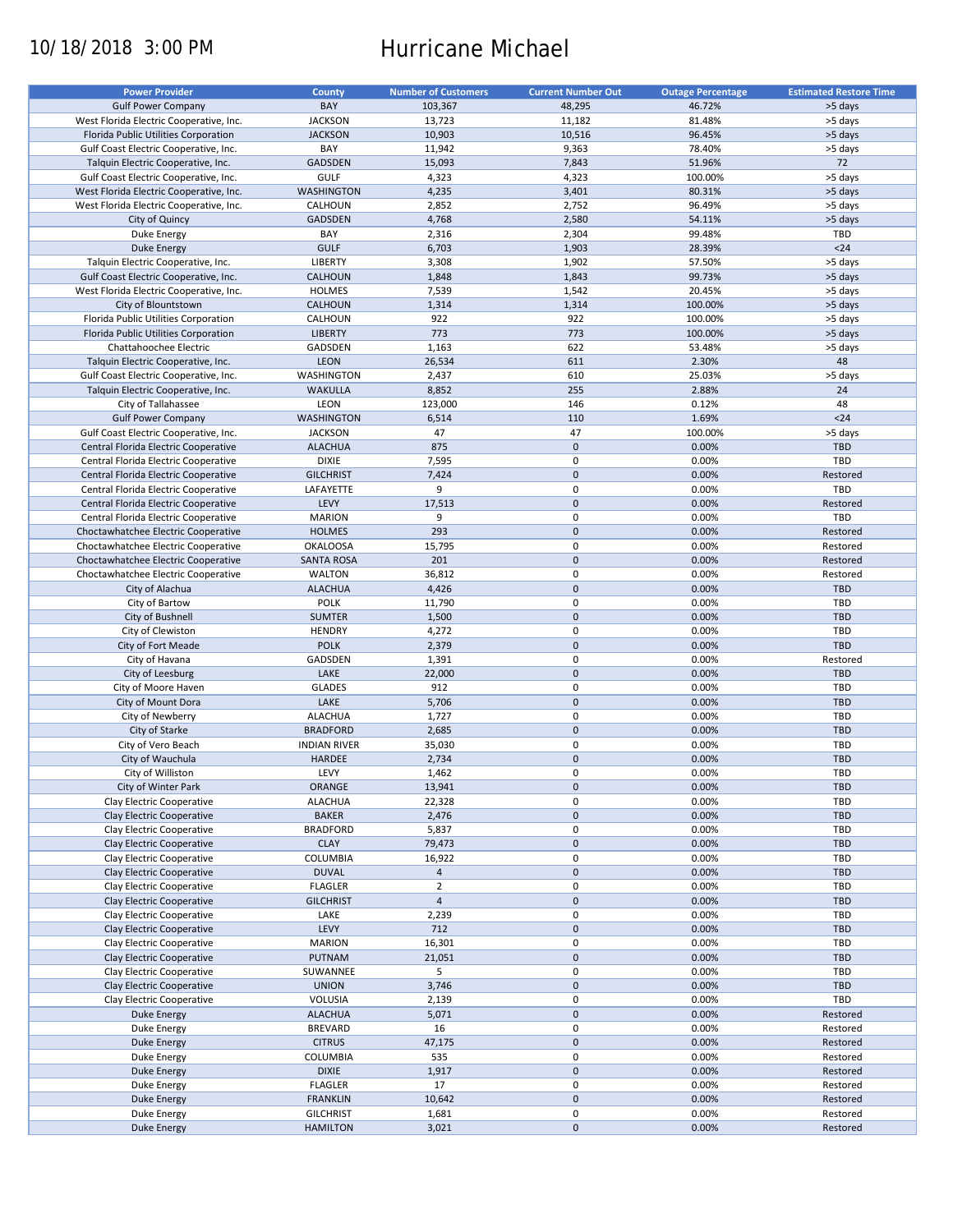10/18/2018 3:00 PM

# Hurricane Michael

| Power Provider | County | Number of Customers | Current Number Out | Outage Percentage | Estimated Restore Time |
|---|---|---|---|---|---|
| Gulf Power Company | BAY | 103,367 | 48,295 | 46.72% | >5 days |
| West Florida Electric Cooperative, Inc. | JACKSON | 13,723 | 11,182 | 81.48% | >5 days |
| Florida Public Utilities Corporation | JACKSON | 10,903 | 10,516 | 96.45% | >5 days |
| Gulf Coast Electric Cooperative, Inc. | BAY | 11,942 | 9,363 | 78.40% | >5 days |
| Talquin Electric Cooperative, Inc. | GADSDEN | 15,093 | 7,843 | 51.96% | 72 |
| Gulf Coast Electric Cooperative, Inc. | GULF | 4,323 | 4,323 | 100.00% | >5 days |
| West Florida Electric Cooperative, Inc. | WASHINGTON | 4,235 | 3,401 | 80.31% | >5 days |
| West Florida Electric Cooperative, Inc. | CALHOUN | 2,852 | 2,752 | 96.49% | >5 days |
| City of Quincy | GADSDEN | 4,768 | 2,580 | 54.11% | >5 days |
| Duke Energy | BAY | 2,316 | 2,304 | 99.48% | TBD |
| Duke Energy | GULF | 6,703 | 1,903 | 28.39% | <24 |
| Talquin Electric Cooperative, Inc. | LIBERTY | 3,308 | 1,902 | 57.50% | >5 days |
| Gulf Coast Electric Cooperative, Inc. | CALHOUN | 1,848 | 1,843 | 99.73% | >5 days |
| West Florida Electric Cooperative, Inc. | HOLMES | 7,539 | 1,542 | 20.45% | >5 days |
| City of Blountstown | CALHOUN | 1,314 | 1,314 | 100.00% | >5 days |
| Florida Public Utilities Corporation | CALHOUN | 922 | 922 | 100.00% | >5 days |
| Florida Public Utilities Corporation | LIBERTY | 773 | 773 | 100.00% | >5 days |
| Chattahoochee Electric | GADSDEN | 1,163 | 622 | 53.48% | >5 days |
| Talquin Electric Cooperative, Inc. | LEON | 26,534 | 611 | 2.30% | 48 |
| Gulf Coast Electric Cooperative, Inc. | WASHINGTON | 2,437 | 610 | 25.03% | >5 days |
| Talquin Electric Cooperative, Inc. | WAKULLA | 8,852 | 255 | 2.88% | 24 |
| City of Tallahassee | LEON | 123,000 | 146 | 0.12% | 48 |
| Gulf Power Company | WASHINGTON | 6,514 | 110 | 1.69% | <24 |
| Gulf Coast Electric Cooperative, Inc. | JACKSON | 47 | 47 | 100.00% | >5 days |
| Central Florida Electric Cooperative | ALACHUA | 875 | 0 | 0.00% | TBD |
| Central Florida Electric Cooperative | DIXIE | 7,595 | 0 | 0.00% | TBD |
| Central Florida Electric Cooperative | GILCHRIST | 7,424 | 0 | 0.00% | Restored |
| Central Florida Electric Cooperative | LAFAYETTE | 9 | 0 | 0.00% | TBD |
| Central Florida Electric Cooperative | LEVY | 17,513 | 0 | 0.00% | Restored |
| Central Florida Electric Cooperative | MARION | 9 | 0 | 0.00% | TBD |
| Choctawhatchee Electric Cooperative | HOLMES | 293 | 0 | 0.00% | Restored |
| Choctawhatchee Electric Cooperative | OKALOOSA | 15,795 | 0 | 0.00% | Restored |
| Choctawhatchee Electric Cooperative | SANTA ROSA | 201 | 0 | 0.00% | Restored |
| Choctawhatchee Electric Cooperative | WALTON | 36,812 | 0 | 0.00% | Restored |
| City of Alachua | ALACHUA | 4,426 | 0 | 0.00% | TBD |
| City of Bartow | POLK | 11,790 | 0 | 0.00% | TBD |
| City of Bushnell | SUMTER | 1,500 | 0 | 0.00% | TBD |
| City of Clewiston | HENDRY | 4,272 | 0 | 0.00% | TBD |
| City of Fort Meade | POLK | 2,379 | 0 | 0.00% | TBD |
| City of Havana | GADSDEN | 1,391 | 0 | 0.00% | Restored |
| City of Leesburg | LAKE | 22,000 | 0 | 0.00% | TBD |
| City of Moore Haven | GLADES | 912 | 0 | 0.00% | TBD |
| City of Mount Dora | LAKE | 5,706 | 0 | 0.00% | TBD |
| City of Newberry | ALACHUA | 1,727 | 0 | 0.00% | TBD |
| City of Starke | BRADFORD | 2,685 | 0 | 0.00% | TBD |
| City of Vero Beach | INDIAN RIVER | 35,030 | 0 | 0.00% | TBD |
| City of Wauchula | HARDEE | 2,734 | 0 | 0.00% | TBD |
| City of Williston | LEVY | 1,462 | 0 | 0.00% | TBD |
| City of Winter Park | ORANGE | 13,941 | 0 | 0.00% | TBD |
| Clay Electric Cooperative | ALACHUA | 22,328 | 0 | 0.00% | TBD |
| Clay Electric Cooperative | BAKER | 2,476 | 0 | 0.00% | TBD |
| Clay Electric Cooperative | BRADFORD | 5,837 | 0 | 0.00% | TBD |
| Clay Electric Cooperative | CLAY | 79,473 | 0 | 0.00% | TBD |
| Clay Electric Cooperative | COLUMBIA | 16,922 | 0 | 0.00% | TBD |
| Clay Electric Cooperative | DUVAL | 4 | 0 | 0.00% | TBD |
| Clay Electric Cooperative | FLAGLER | 2 | 0 | 0.00% | TBD |
| Clay Electric Cooperative | GILCHRIST | 4 | 0 | 0.00% | TBD |
| Clay Electric Cooperative | LAKE | 2,239 | 0 | 0.00% | TBD |
| Clay Electric Cooperative | LEVY | 712 | 0 | 0.00% | TBD |
| Clay Electric Cooperative | MARION | 16,301 | 0 | 0.00% | TBD |
| Clay Electric Cooperative | PUTNAM | 21,051 | 0 | 0.00% | TBD |
| Clay Electric Cooperative | SUWANNEE | 5 | 0 | 0.00% | TBD |
| Clay Electric Cooperative | UNION | 3,746 | 0 | 0.00% | TBD |
| Clay Electric Cooperative | VOLUSIA | 2,139 | 0 | 0.00% | TBD |
| Duke Energy | ALACHUA | 5,071 | 0 | 0.00% | Restored |
| Duke Energy | BREVARD | 16 | 0 | 0.00% | Restored |
| Duke Energy | CITRUS | 47,175 | 0 | 0.00% | Restored |
| Duke Energy | COLUMBIA | 535 | 0 | 0.00% | Restored |
| Duke Energy | DIXIE | 1,917 | 0 | 0.00% | Restored |
| Duke Energy | FLAGLER | 17 | 0 | 0.00% | Restored |
| Duke Energy | FRANKLIN | 10,642 | 0 | 0.00% | Restored |
| Duke Energy | GILCHRIST | 1,681 | 0 | 0.00% | Restored |
| Duke Energy | HAMILTON | 3,021 | 0 | 0.00% | Restored |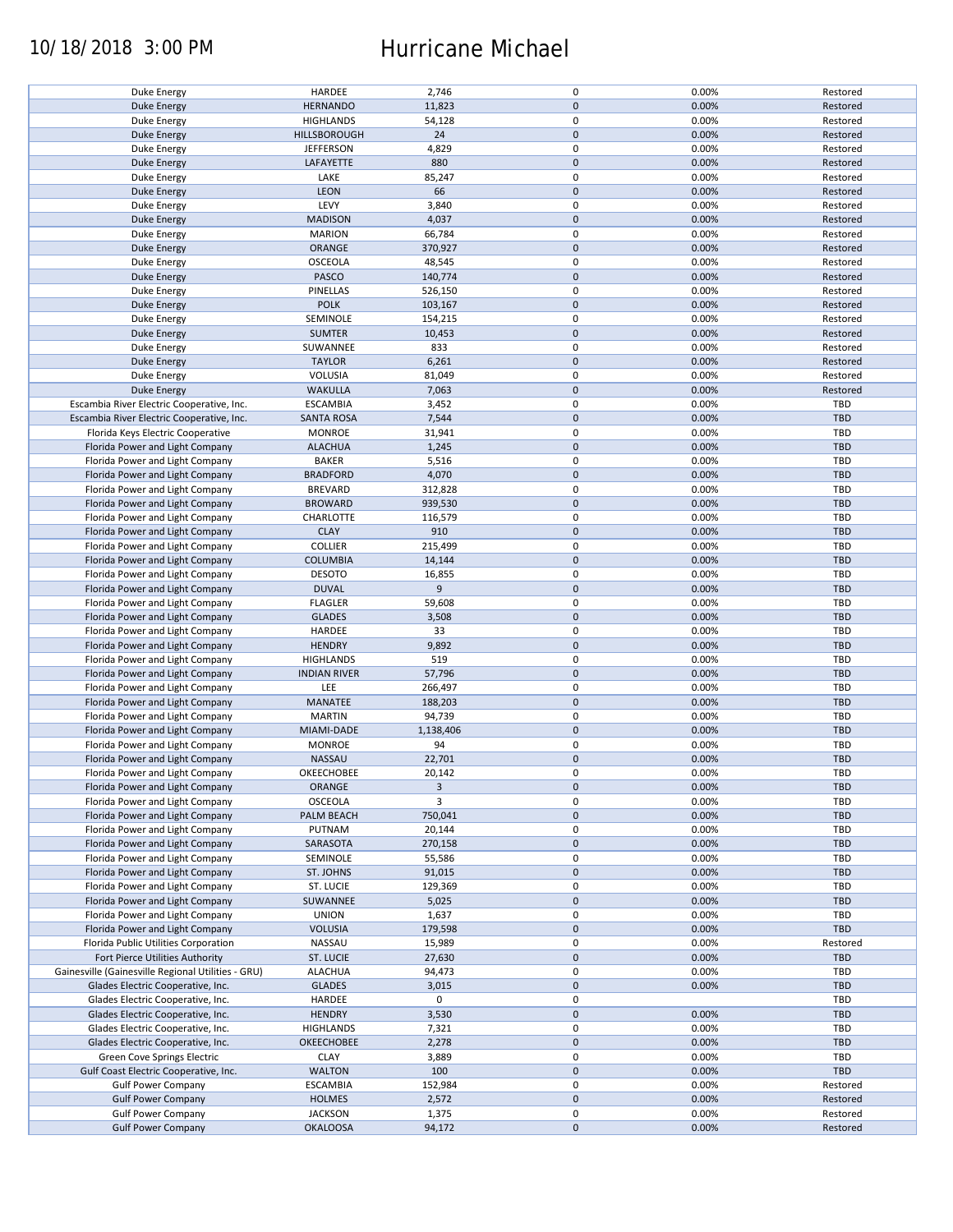10/18/2018 3:00 PM

# Hurricane Michael

| | | | | | |
|---|---|---|---|---|---|
| Duke Energy | HARDEE | 2,746 | 0 | 0.00% | Restored |
| Duke Energy | HERNANDO | 11,823 | 0 | 0.00% | Restored |
| Duke Energy | HIGHLANDS | 54,128 | 0 | 0.00% | Restored |
| Duke Energy | HILLSBOROUGH | 24 | 0 | 0.00% | Restored |
| Duke Energy | JEFFERSON | 4,829 | 0 | 0.00% | Restored |
| Duke Energy | LAFAYETTE | 880 | 0 | 0.00% | Restored |
| Duke Energy | LAKE | 85,247 | 0 | 0.00% | Restored |
| Duke Energy | LEON | 66 | 0 | 0.00% | Restored |
| Duke Energy | LEVY | 3,840 | 0 | 0.00% | Restored |
| Duke Energy | MADISON | 4,037 | 0 | 0.00% | Restored |
| Duke Energy | MARION | 66,784 | 0 | 0.00% | Restored |
| Duke Energy | ORANGE | 370,927 | 0 | 0.00% | Restored |
| Duke Energy | OSCEOLA | 48,545 | 0 | 0.00% | Restored |
| Duke Energy | PASCO | 140,774 | 0 | 0.00% | Restored |
| Duke Energy | PINELLAS | 526,150 | 0 | 0.00% | Restored |
| Duke Energy | POLK | 103,167 | 0 | 0.00% | Restored |
| Duke Energy | SEMINOLE | 154,215 | 0 | 0.00% | Restored |
| Duke Energy | SUMTER | 10,453 | 0 | 0.00% | Restored |
| Duke Energy | SUWANNEE | 833 | 0 | 0.00% | Restored |
| Duke Energy | TAYLOR | 6,261 | 0 | 0.00% | Restored |
| Duke Energy | VOLUSIA | 81,049 | 0 | 0.00% | Restored |
| Duke Energy | WAKULLA | 7,063 | 0 | 0.00% | Restored |
| Escambia River Electric Cooperative, Inc. | ESCAMBIA | 3,452 | 0 | 0.00% | TBD |
| Escambia River Electric Cooperative, Inc. | SANTA ROSA | 7,544 | 0 | 0.00% | TBD |
| Florida Keys Electric Cooperative | MONROE | 31,941 | 0 | 0.00% | TBD |
| Florida Power and Light Company | ALACHUA | 1,245 | 0 | 0.00% | TBD |
| Florida Power and Light Company | BAKER | 5,516 | 0 | 0.00% | TBD |
| Florida Power and Light Company | BRADFORD | 4,070 | 0 | 0.00% | TBD |
| Florida Power and Light Company | BREVARD | 312,828 | 0 | 0.00% | TBD |
| Florida Power and Light Company | BROWARD | 939,530 | 0 | 0.00% | TBD |
| Florida Power and Light Company | CHARLOTTE | 116,579 | 0 | 0.00% | TBD |
| Florida Power and Light Company | CLAY | 910 | 0 | 0.00% | TBD |
| Florida Power and Light Company | COLLIER | 215,499 | 0 | 0.00% | TBD |
| Florida Power and Light Company | COLUMBIA | 14,144 | 0 | 0.00% | TBD |
| Florida Power and Light Company | DESOTO | 16,855 | 0 | 0.00% | TBD |
| Florida Power and Light Company | DUVAL | 9 | 0 | 0.00% | TBD |
| Florida Power and Light Company | FLAGLER | 59,608 | 0 | 0.00% | TBD |
| Florida Power and Light Company | GLADES | 3,508 | 0 | 0.00% | TBD |
| Florida Power and Light Company | HARDEE | 33 | 0 | 0.00% | TBD |
| Florida Power and Light Company | HENDRY | 9,892 | 0 | 0.00% | TBD |
| Florida Power and Light Company | HIGHLANDS | 519 | 0 | 0.00% | TBD |
| Florida Power and Light Company | INDIAN RIVER | 57,796 | 0 | 0.00% | TBD |
| Florida Power and Light Company | LEE | 266,497 | 0 | 0.00% | TBD |
| Florida Power and Light Company | MANATEE | 188,203 | 0 | 0.00% | TBD |
| Florida Power and Light Company | MARTIN | 94,739 | 0 | 0.00% | TBD |
| Florida Power and Light Company | MIAMI-DADE | 1,138,406 | 0 | 0.00% | TBD |
| Florida Power and Light Company | MONROE | 94 | 0 | 0.00% | TBD |
| Florida Power and Light Company | NASSAU | 22,701 | 0 | 0.00% | TBD |
| Florida Power and Light Company | OKEECHOBEE | 20,142 | 0 | 0.00% | TBD |
| Florida Power and Light Company | ORANGE | 3 | 0 | 0.00% | TBD |
| Florida Power and Light Company | OSCEOLA | 3 | 0 | 0.00% | TBD |
| Florida Power and Light Company | PALM BEACH | 750,041 | 0 | 0.00% | TBD |
| Florida Power and Light Company | PUTNAM | 20,144 | 0 | 0.00% | TBD |
| Florida Power and Light Company | SARASOTA | 270,158 | 0 | 0.00% | TBD |
| Florida Power and Light Company | SEMINOLE | 55,586 | 0 | 0.00% | TBD |
| Florida Power and Light Company | ST. JOHNS | 91,015 | 0 | 0.00% | TBD |
| Florida Power and Light Company | ST. LUCIE | 129,369 | 0 | 0.00% | TBD |
| Florida Power and Light Company | SUWANNEE | 5,025 | 0 | 0.00% | TBD |
| Florida Power and Light Company | UNION | 1,637 | 0 | 0.00% | TBD |
| Florida Power and Light Company | VOLUSIA | 179,598 | 0 | 0.00% | TBD |
| Florida Public Utilities Corporation | NASSAU | 15,989 | 0 | 0.00% | Restored |
| Fort Pierce Utilities Authority | ST. LUCIE | 27,630 | 0 | 0.00% | TBD |
| Gainesville (Gainesville Regional Utilities - GRU) | ALACHUA | 94,473 | 0 | 0.00% | TBD |
| Glades Electric Cooperative, Inc. | GLADES | 3,015 | 0 | 0.00% | TBD |
| Glades Electric Cooperative, Inc. | HARDEE | 0 | 0 | | TBD |
| Glades Electric Cooperative, Inc. | HENDRY | 3,530 | 0 | 0.00% | TBD |
| Glades Electric Cooperative, Inc. | HIGHLANDS | 7,321 | 0 | 0.00% | TBD |
| Glades Electric Cooperative, Inc. | OKEECHOBEE | 2,278 | 0 | 0.00% | TBD |
| Green Cove Springs Electric | CLAY | 3,889 | 0 | 0.00% | TBD |
| Gulf Coast Electric Cooperative, Inc. | WALTON | 100 | 0 | 0.00% | TBD |
| Gulf Power Company | ESCAMBIA | 152,984 | 0 | 0.00% | Restored |
| Gulf Power Company | HOLMES | 2,572 | 0 | 0.00% | Restored |
| Gulf Power Company | JACKSON | 1,375 | 0 | 0.00% | Restored |
| Gulf Power Company | OKALOOSA | 94,172 | 0 | 0.00% | Restored |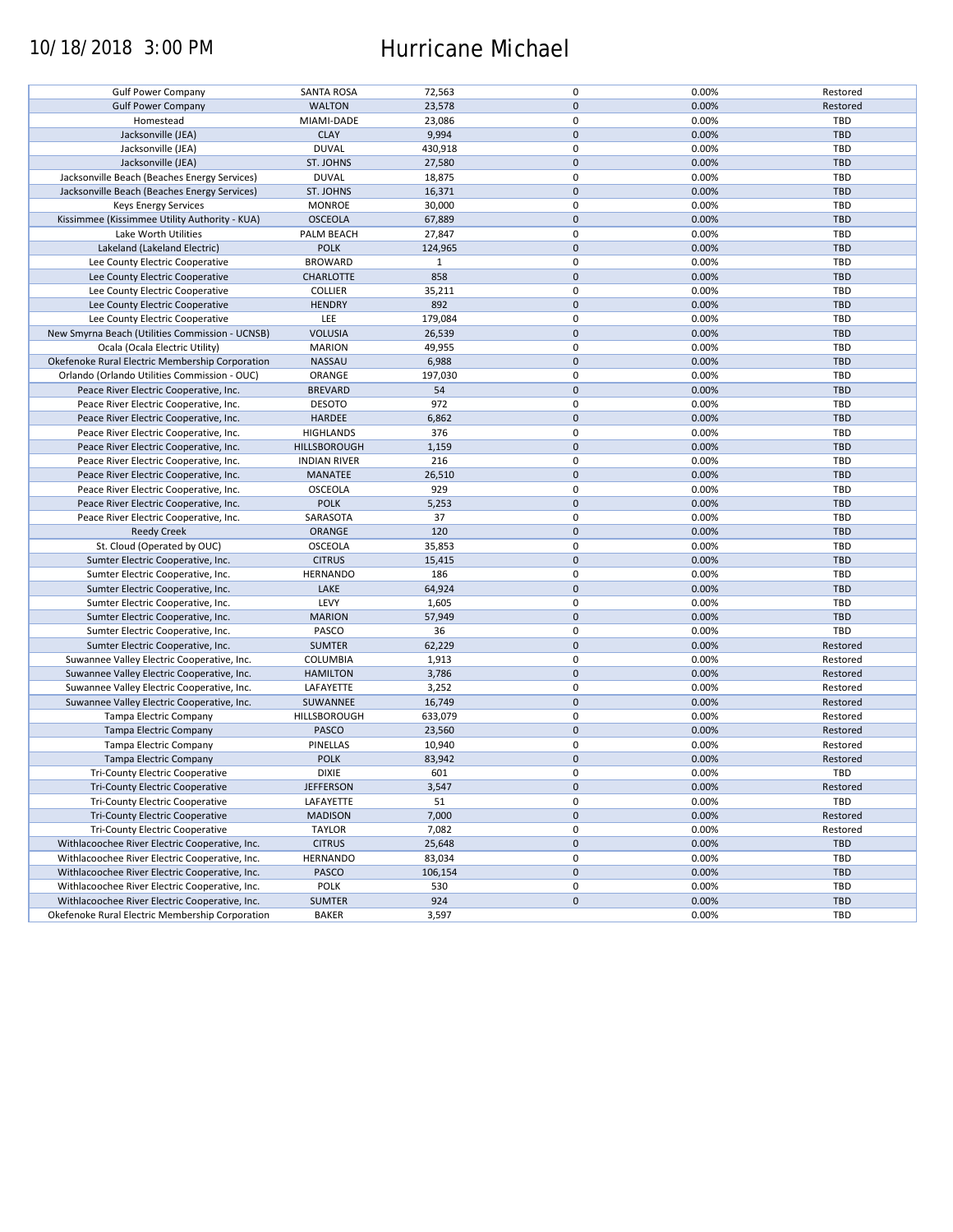| | | | | | |
|---|---|---|---|---|---|
| Gulf Power Company | SANTA ROSA | 72,563 | 0 | 0.00% | Restored |
| Gulf Power Company | WALTON | 23,578 | 0 | 0.00% | Restored |
| Homestead | MIAMI-DADE | 23,086 | 0 | 0.00% | TBD |
| Jacksonville (JEA) | CLAY | 9,994 | 0 | 0.00% | TBD |
| Jacksonville (JEA) | DUVAL | 430,918 | 0 | 0.00% | TBD |
| Jacksonville (JEA) | ST. JOHNS | 27,580 | 0 | 0.00% | TBD |
| Jacksonville Beach (Beaches Energy Services) | DUVAL | 18,875 | 0 | 0.00% | TBD |
| Jacksonville Beach (Beaches Energy Services) | ST. JOHNS | 16,371 | 0 | 0.00% | TBD |
| Keys Energy Services | MONROE | 30,000 | 0 | 0.00% | TBD |
| Kissimmee (Kissimmee Utility Authority - KUA) | OSCEOLA | 67,889 | 0 | 0.00% | TBD |
| Lake Worth Utilities | PALM BEACH | 27,847 | 0 | 0.00% | TBD |
| Lakeland (Lakeland Electric) | POLK | 124,965 | 0 | 0.00% | TBD |
| Lee County Electric Cooperative | BROWARD | 1 | 0 | 0.00% | TBD |
| Lee County Electric Cooperative | CHARLOTTE | 858 | 0 | 0.00% | TBD |
| Lee County Electric Cooperative | COLLIER | 35,211 | 0 | 0.00% | TBD |
| Lee County Electric Cooperative | HENDRY | 892 | 0 | 0.00% | TBD |
| Lee County Electric Cooperative | LEE | 179,084 | 0 | 0.00% | TBD |
| New Smyrna Beach (Utilities Commission - UCNSB) | VOLUSIA | 26,539 | 0 | 0.00% | TBD |
| Ocala (Ocala Electric Utility) | MARION | 49,955 | 0 | 0.00% | TBD |
| Okefenoke Rural Electric Membership Corporation | NASSAU | 6,988 | 0 | 0.00% | TBD |
| Orlando (Orlando Utilities Commission - OUC) | ORANGE | 197,030 | 0 | 0.00% | TBD |
| Peace River Electric Cooperative, Inc. | BREVARD | 54 | 0 | 0.00% | TBD |
| Peace River Electric Cooperative, Inc. | DESOTO | 972 | 0 | 0.00% | TBD |
| Peace River Electric Cooperative, Inc. | HARDEE | 6,862 | 0 | 0.00% | TBD |
| Peace River Electric Cooperative, Inc. | HIGHLANDS | 376 | 0 | 0.00% | TBD |
| Peace River Electric Cooperative, Inc. | HILLSBOROUGH | 1,159 | 0 | 0.00% | TBD |
| Peace River Electric Cooperative, Inc. | INDIAN RIVER | 216 | 0 | 0.00% | TBD |
| Peace River Electric Cooperative, Inc. | MANATEE | 26,510 | 0 | 0.00% | TBD |
| Peace River Electric Cooperative, Inc. | OSCEOLA | 929 | 0 | 0.00% | TBD |
| Peace River Electric Cooperative, Inc. | POLK | 5,253 | 0 | 0.00% | TBD |
| Peace River Electric Cooperative, Inc. | SARASOTA | 37 | 0 | 0.00% | TBD |
| Reedy Creek | ORANGE | 120 | 0 | 0.00% | TBD |
| St. Cloud (Operated by OUC) | OSCEOLA | 35,853 | 0 | 0.00% | TBD |
| Sumter Electric Cooperative, Inc. | CITRUS | 15,415 | 0 | 0.00% | TBD |
| Sumter Electric Cooperative, Inc. | HERNANDO | 186 | 0 | 0.00% | TBD |
| Sumter Electric Cooperative, Inc. | LAKE | 64,924 | 0 | 0.00% | TBD |
| Sumter Electric Cooperative, Inc. | LEVY | 1,605 | 0 | 0.00% | TBD |
| Sumter Electric Cooperative, Inc. | MARION | 57,949 | 0 | 0.00% | TBD |
| Sumter Electric Cooperative, Inc. | PASCO | 36 | 0 | 0.00% | TBD |
| Sumter Electric Cooperative, Inc. | SUMTER | 62,229 | 0 | 0.00% | Restored |
| Suwannee Valley Electric Cooperative, Inc. | COLUMBIA | 1,913 | 0 | 0.00% | Restored |
| Suwannee Valley Electric Cooperative, Inc. | HAMILTON | 3,786 | 0 | 0.00% | Restored |
| Suwannee Valley Electric Cooperative, Inc. | LAFAYETTE | 3,252 | 0 | 0.00% | Restored |
| Suwannee Valley Electric Cooperative, Inc. | SUWANNEE | 16,749 | 0 | 0.00% | Restored |
| Tampa Electric Company | HILLSBOROUGH | 633,079 | 0 | 0.00% | Restored |
| Tampa Electric Company | PASCO | 23,560 | 0 | 0.00% | Restored |
| Tampa Electric Company | PINELLAS | 10,940 | 0 | 0.00% | Restored |
| Tampa Electric Company | POLK | 83,942 | 0 | 0.00% | Restored |
| Tri-County Electric Cooperative | DIXIE | 601 | 0 | 0.00% | TBD |
| Tri-County Electric Cooperative | JEFFERSON | 3,547 | 0 | 0.00% | Restored |
| Tri-County Electric Cooperative | LAFAYETTE | 51 | 0 | 0.00% | TBD |
| Tri-County Electric Cooperative | MADISON | 7,000 | 0 | 0.00% | Restored |
| Tri-County Electric Cooperative | TAYLOR | 7,082 | 0 | 0.00% | Restored |
| Withlacoochee River Electric Cooperative, Inc. | CITRUS | 25,648 | 0 | 0.00% | TBD |
| Withlacoochee River Electric Cooperative, Inc. | HERNANDO | 83,034 | 0 | 0.00% | TBD |
| Withlacoochee River Electric Cooperative, Inc. | PASCO | 106,154 | 0 | 0.00% | TBD |
| Withlacoochee River Electric Cooperative, Inc. | POLK | 530 | 0 | 0.00% | TBD |
| Withlacoochee River Electric Cooperative, Inc. | SUMTER | 924 | 0 | 0.00% | TBD |
| Okefenoke Rural Electric Membership Corporation | BAKER | 3,597 | | 0.00% | TBD |